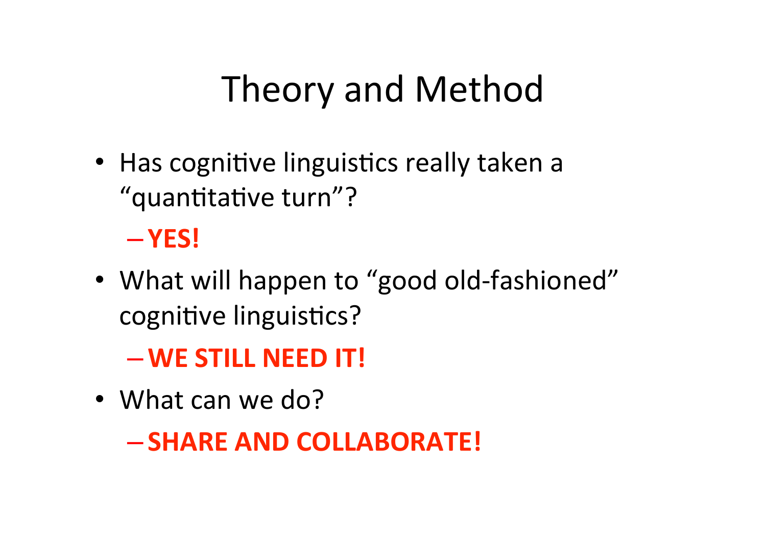# Theory and Method

- Has cognitive linguistics really taken a "quantitative turn"?
  - **YES!**
- What will happen to "good old-fashioned" cognitive linguistics?
  - **WE STILL NEED IT!**
- What can we do?
  - **SHARE AND COLLABORATE!**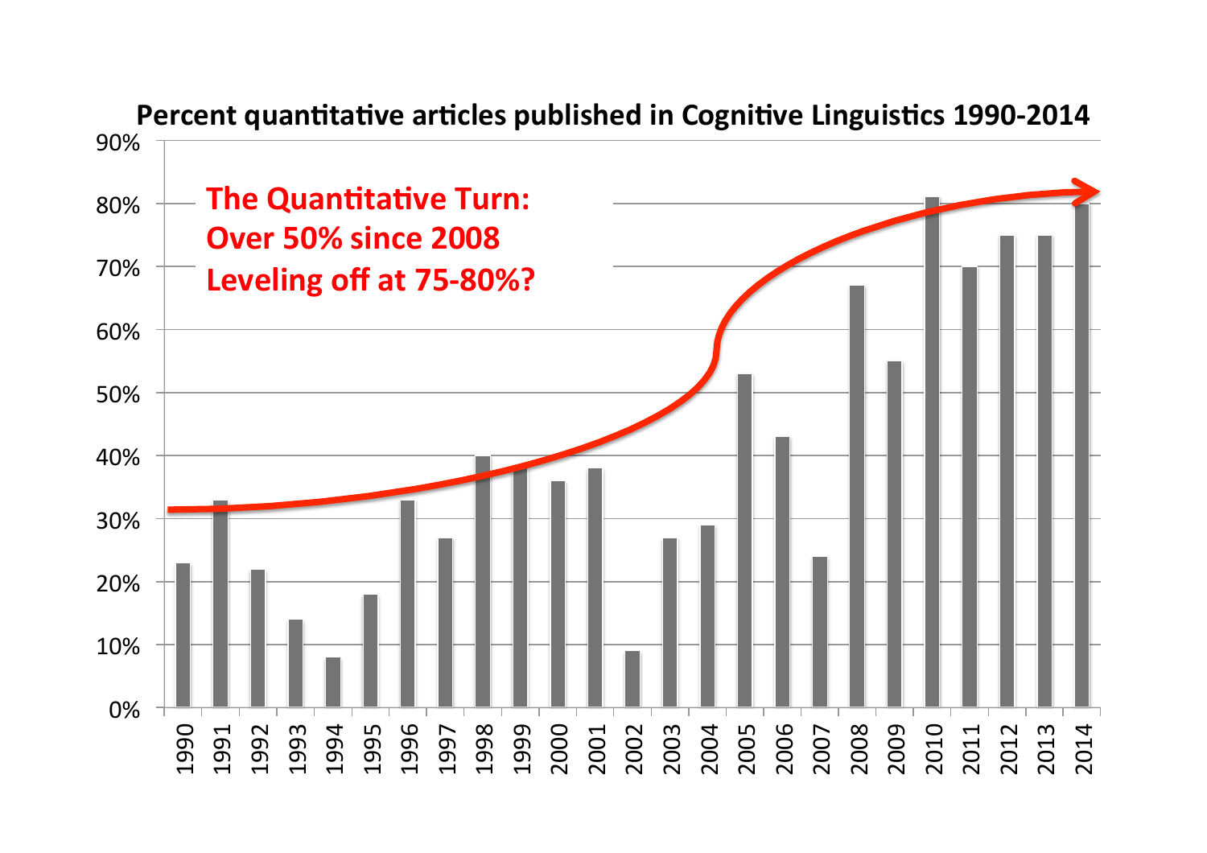**Percent quantitative articles published in Cognitive Linguistics 1990-2014**

**The Quantitative Turn:**
**Over 50% since 2008**
**Leveling off at 75-80%?**

| Year | Percent |
|---|---|
| 1990 | 23% |
| 1991 | 33% |
| 1992 | 22% |
| 1993 | 14% |
| 1994 | 8% |
| 1995 | 18% |
| 1996 | 33% |
| 1997 | 27% |
| 1998 | 40% |
| 1999 | 38% |
| 2000 | 36% |
| 2001 | 38% |
| 2002 | 9% |
| 2003 | 27% |
| 2004 | 29% |
| 2005 | 53% |
| 2006 | 43% |
| 2007 | 24% |
| 2008 | 67% |
| 2009 | 55% |
| 2010 | 81% |
| 2011 | 70% |
| 2012 | 75% |
| 2013 | 75% |
| 2014 | 80% |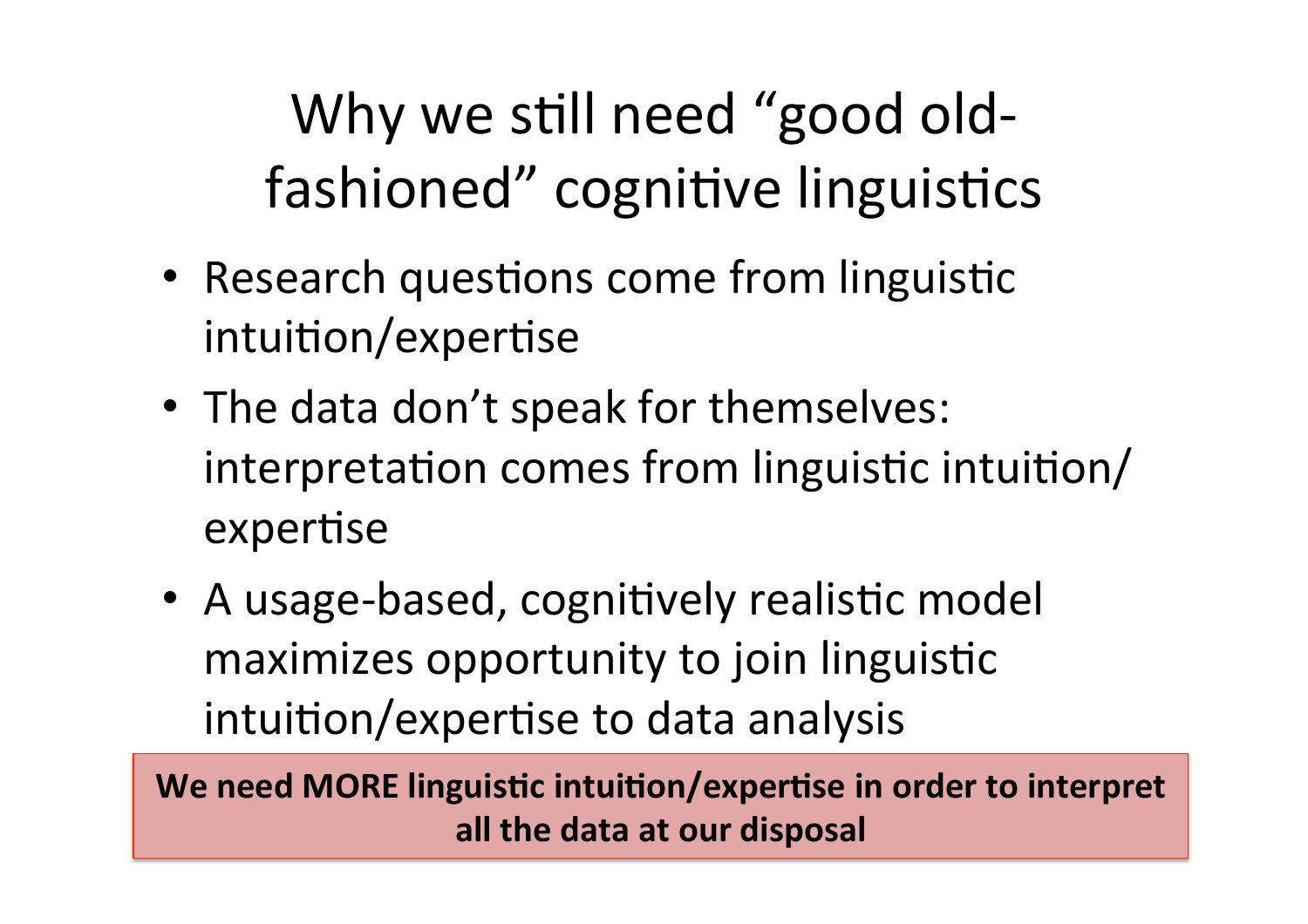# Why we still need "good old-fashioned" cognitive linguistics

- Research questions come from linguistic intuition/expertise
- The data don't speak for themselves: interpretation comes from linguistic intuition/expertise
- A usage-based, cognitively realistic model maximizes opportunity to join linguistic intuition/expertise to data analysis

**We need MORE linguistic intuition/expertise in order to interpret all the data at our disposal**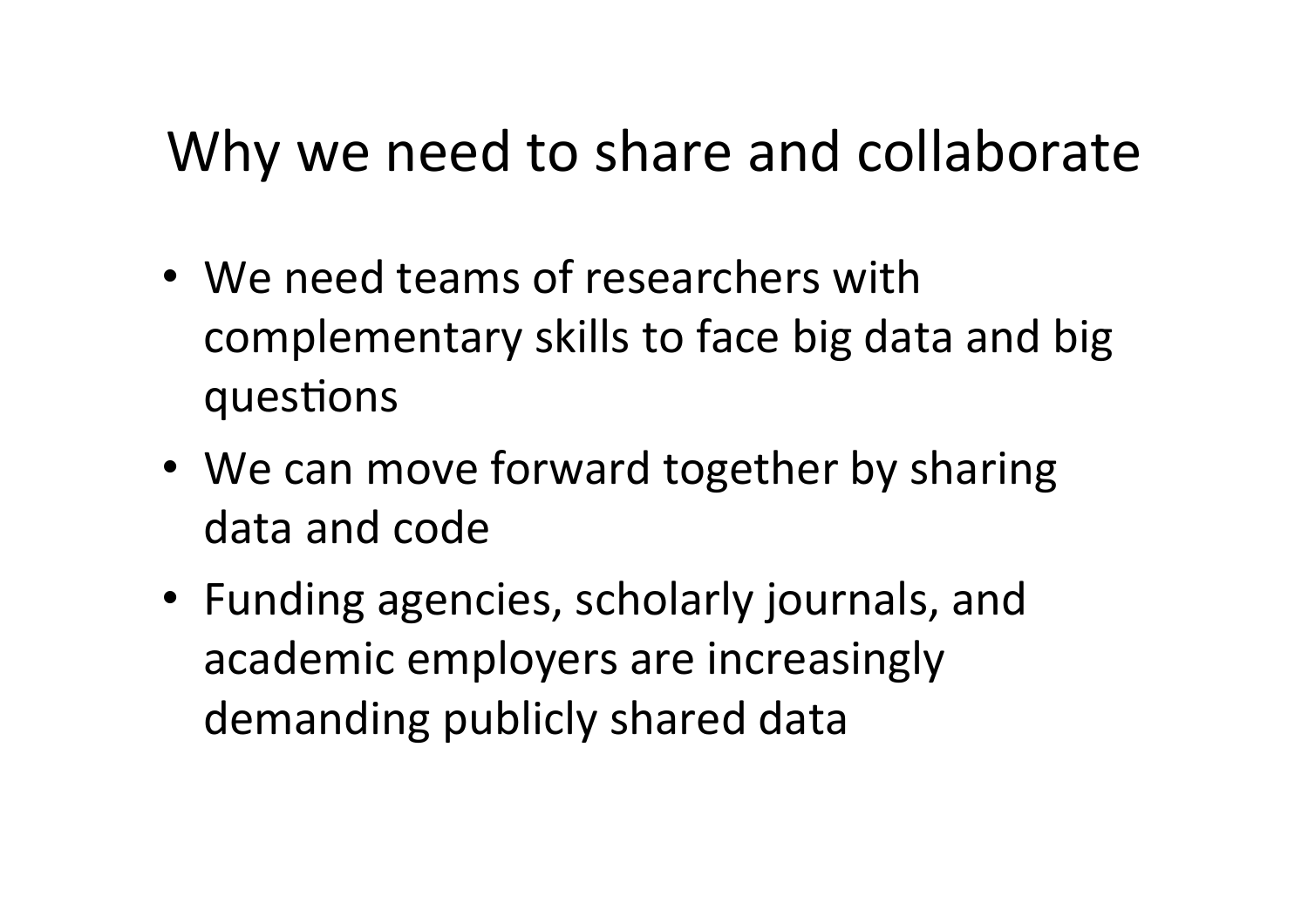# Why we need to share and collaborate

- We need teams of researchers with complementary skills to face big data and big questions
- We can move forward together by sharing data and code
- Funding agencies, scholarly journals, and academic employers are increasingly demanding publicly shared data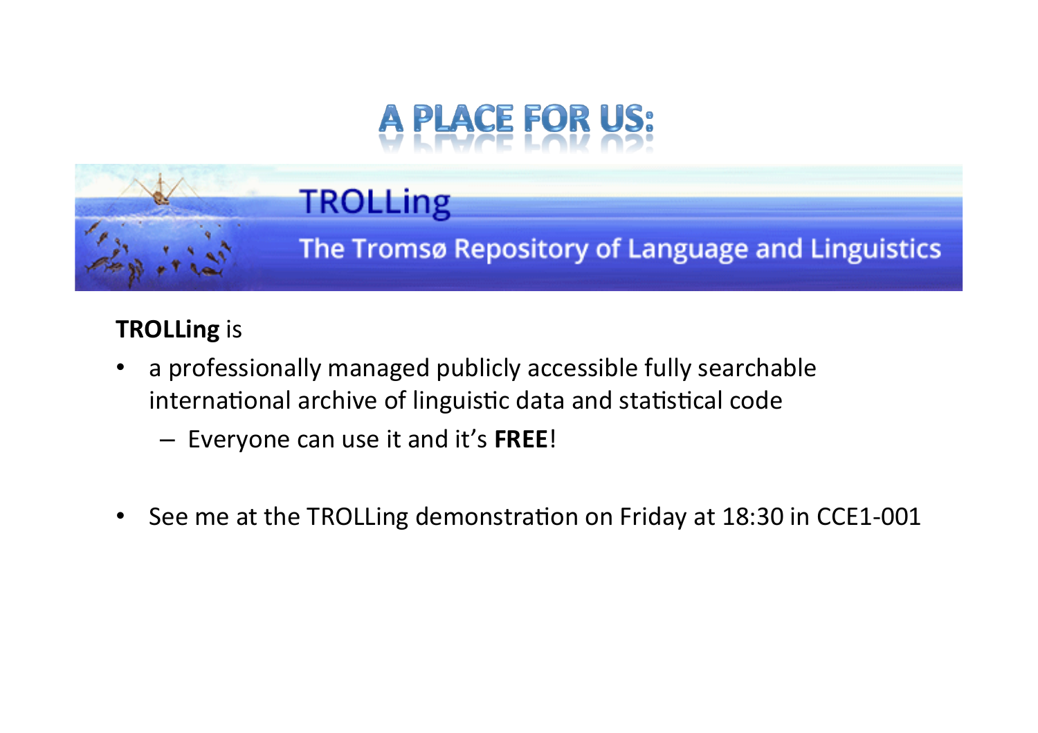# A PLACE FOR US:

TROLLing

The Tromsø Repository of Language and Linguistics

**TROLLing** is

- a professionally managed publicly accessible fully searchable international archive of linguistic data and statistical code
  - Everyone can use it and it's **FREE**!

- See me at the TROLLing demonstration on Friday at 18:30 in CCE1-001